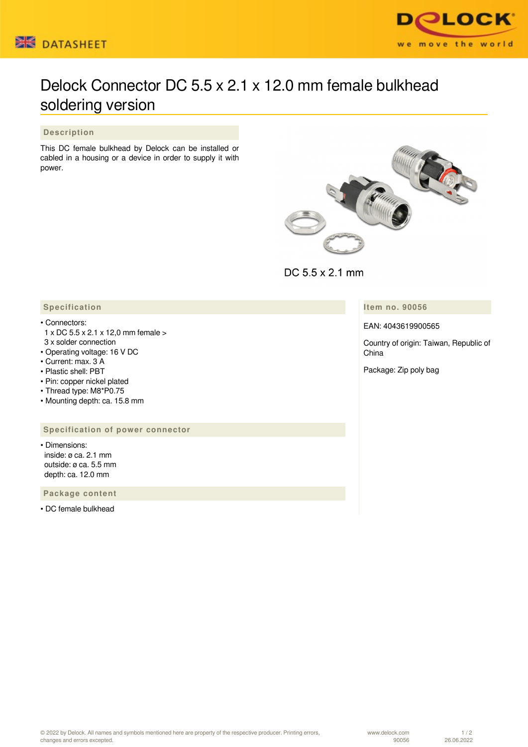DATASHEET

# Delock Connector DC 5.5 x 2.1 x 12.0 mm female bulkhead soldering version

## Description

This DC female bulkhead by Delock can be installed or cabled in a housing or a device in order to supply it with power.

DC 5.5 x 2.1 mm

## Specification

- Connectors:
  1 x DC 5.5 x 2.1 x 12,0 mm female >
  3 x solder connection
- Operating voltage: 16 V DC
- Current: max. 3 A
- Plastic shell: PBT
- Pin: copper nickel plated
- Thread type: M8*P0.75
- Mounting depth: ca. 15.8 mm

## Specification of power connector

- Dimensions:
  inside: ø ca. 2.1 mm
  outside: ø ca. 5.5 mm
  depth: ca. 12.0 mm

## Package content

- DC female bulkhead

## Item no. 90056

EAN: 4043619900565

Country of origin: Taiwan, Republic of China

Package: Zip poly bag

© 2022 by Delock. All names and symbols mentioned here are property of the respective producer. Printing errors, changes and errors excepted.

www.delock.com
90056
26.06.2022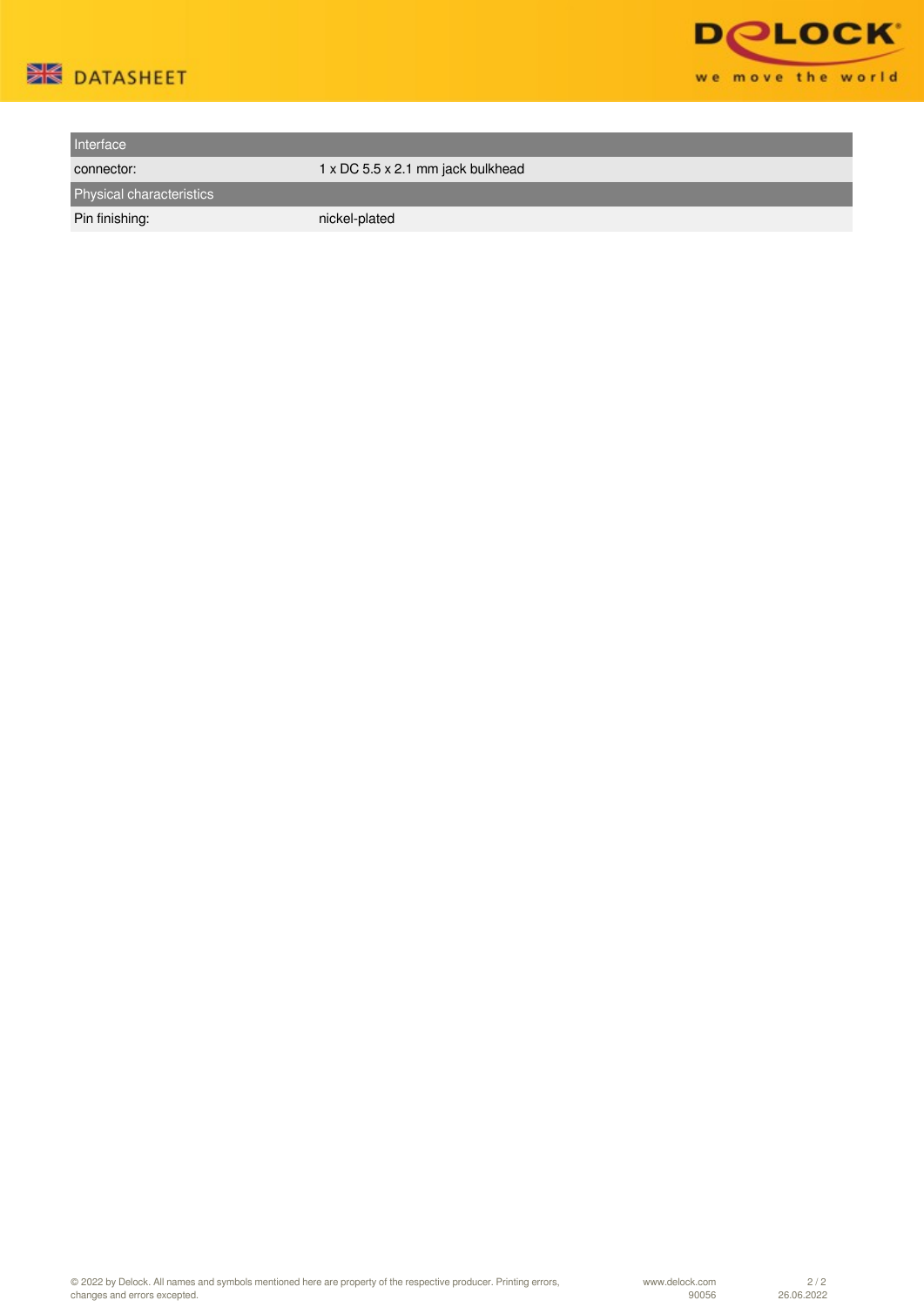| Interface | |
| --- | --- |
| connector: | 1 x DC 5.5 x 2.1 mm jack bulkhead |
| **Physical characteristics** | |
| Pin finishing: | nickel-plated |